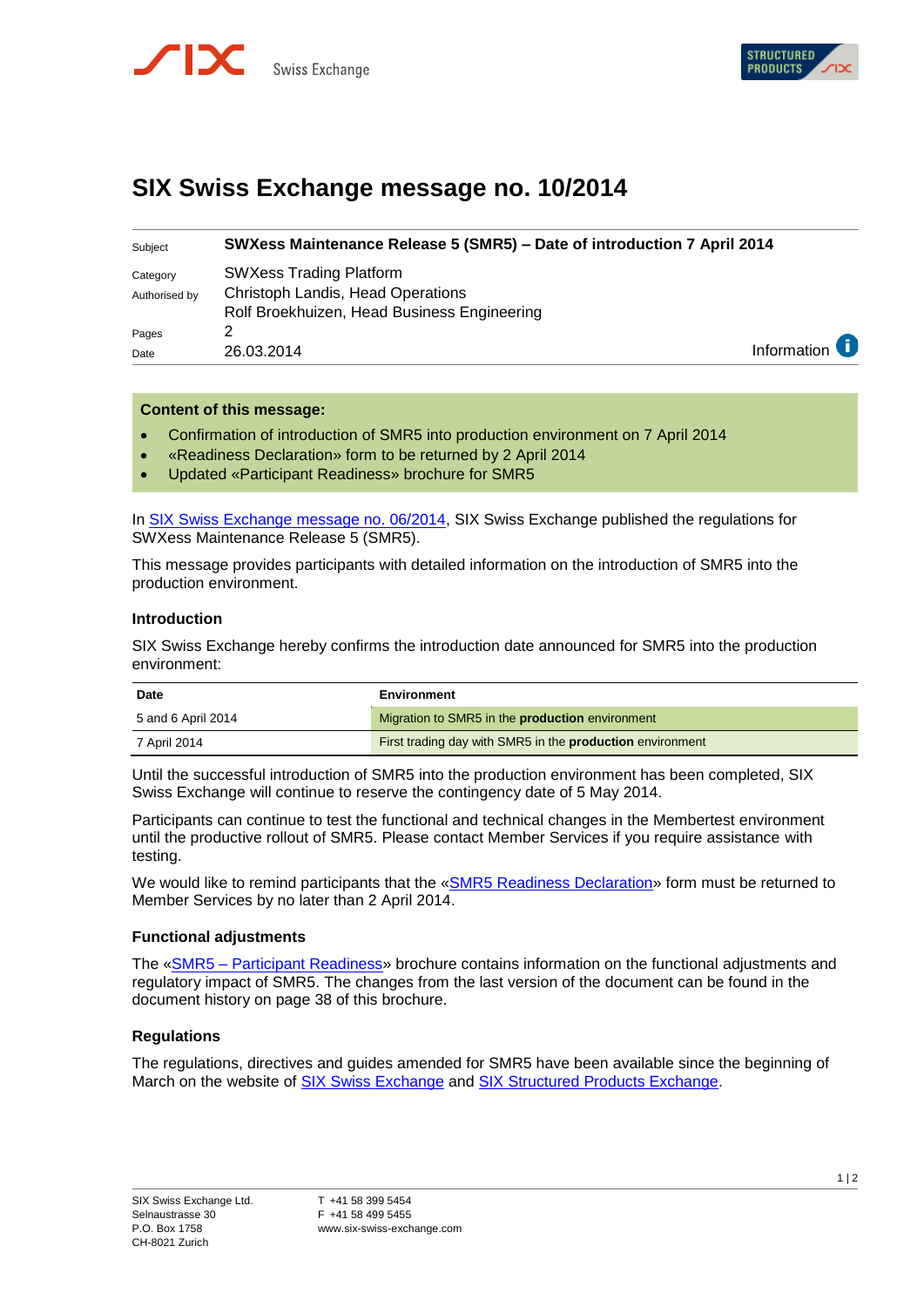# SIX Swiss Exchange message no. 10/2014

| | |
|---|---|
| Subject | **SWXess Maintenance Release 5 (SMR5) – Date of introduction 7 April 2014** |
| Category | SWXess Trading Platform |
| Authorised by | Christoph Landis, Head Operations<br>Rolf Broekhuizen, Head Business Engineering |
| Pages | 2 |
| Date | 26.03.2014 |

Information

**Content of this message:**

- Confirmation of introduction of SMR5 into production environment on 7 April 2014
- «Readiness Declaration» form to be returned by 2 April 2014
- Updated «Participant Readiness» brochure for SMR5

In SIX Swiss Exchange message no. 06/2014, SIX Swiss Exchange published the regulations for SWXess Maintenance Release 5 (SMR5).

This message provides participants with detailed information on the introduction of SMR5 into the production environment.

### Introduction

SIX Swiss Exchange hereby confirms the introduction date announced for SMR5 into the production environment:

| Date | Environment |
|---|---|
| 5 and 6 April 2014 | Migration to SMR5 in the **production** environment |
| 7 April 2014 | First trading day with SMR5 in the **production** environment |

Until the successful introduction of SMR5 into the production environment has been completed, SIX Swiss Exchange will continue to reserve the contingency date of 5 May 2014.

Participants can continue to test the functional and technical changes in the Membertest environment until the productive rollout of SMR5. Please contact Member Services if you require assistance with testing.

We would like to remind participants that the «SMR5 Readiness Declaration» form must be returned to Member Services by no later than 2 April 2014.

### Functional adjustments

The «SMR5 – Participant Readiness» brochure contains information on the functional adjustments and regulatory impact of SMR5. The changes from the last version of the document can be found in the document history on page 38 of this brochure.

### Regulations

The regulations, directives and guides amended for SMR5 have been available since the beginning of March on the website of SIX Swiss Exchange and SIX Structured Products Exchange.

SIX Swiss Exchange Ltd.
Selnaustrasse 30
P.O. Box 1758
CH-8021 Zurich

T +41 58 399 5454
F +41 58 499 5455
www.six-swiss-exchange.com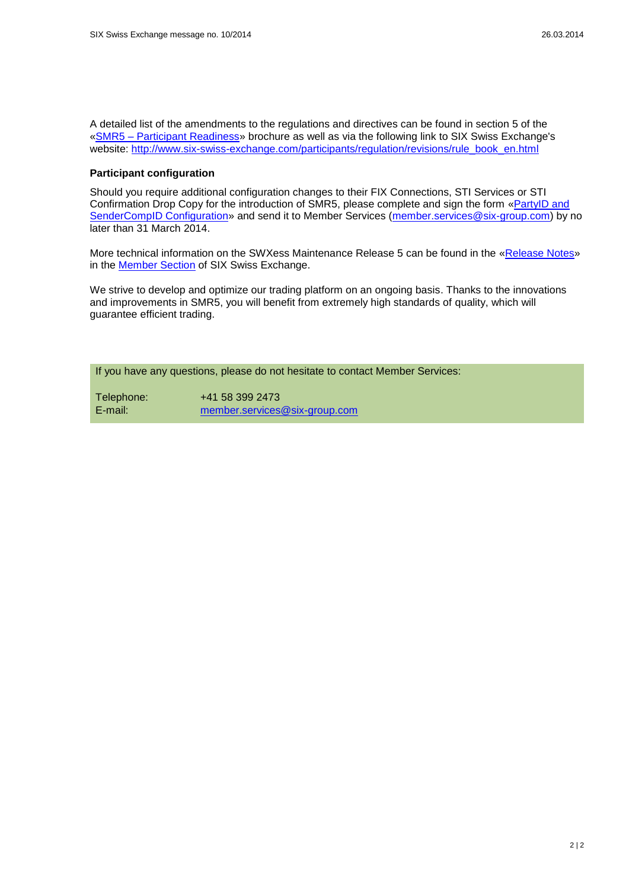A detailed list of the amendments to the regulations and directives can be found in section 5 of the «SMR5 – Participant Readiness» brochure as well as via the following link to SIX Swiss Exchange's website: http://www.six-swiss-exchange.com/participants/regulation/revisions/rule_book_en.html

**Participant configuration**

Should you require additional configuration changes to their FIX Connections, STI Services or STI Confirmation Drop Copy for the introduction of SMR5, please complete and sign the form «PartyID and SenderCompID Configuration» and send it to Member Services (member.services@six-group.com) by no later than 31 March 2014.

More technical information on the SWXess Maintenance Release 5 can be found in the «Release Notes» in the Member Section of SIX Swiss Exchange.

We strive to develop and optimize our trading platform on an ongoing basis. Thanks to the innovations and improvements in SMR5, you will benefit from extremely high standards of quality, which will guarantee efficient trading.

If you have any questions, please do not hesitate to contact Member Services:

| | |
|---|---|
| Telephone: | +41 58 399 2473 |
| E-mail: | member.services@six-group.com |